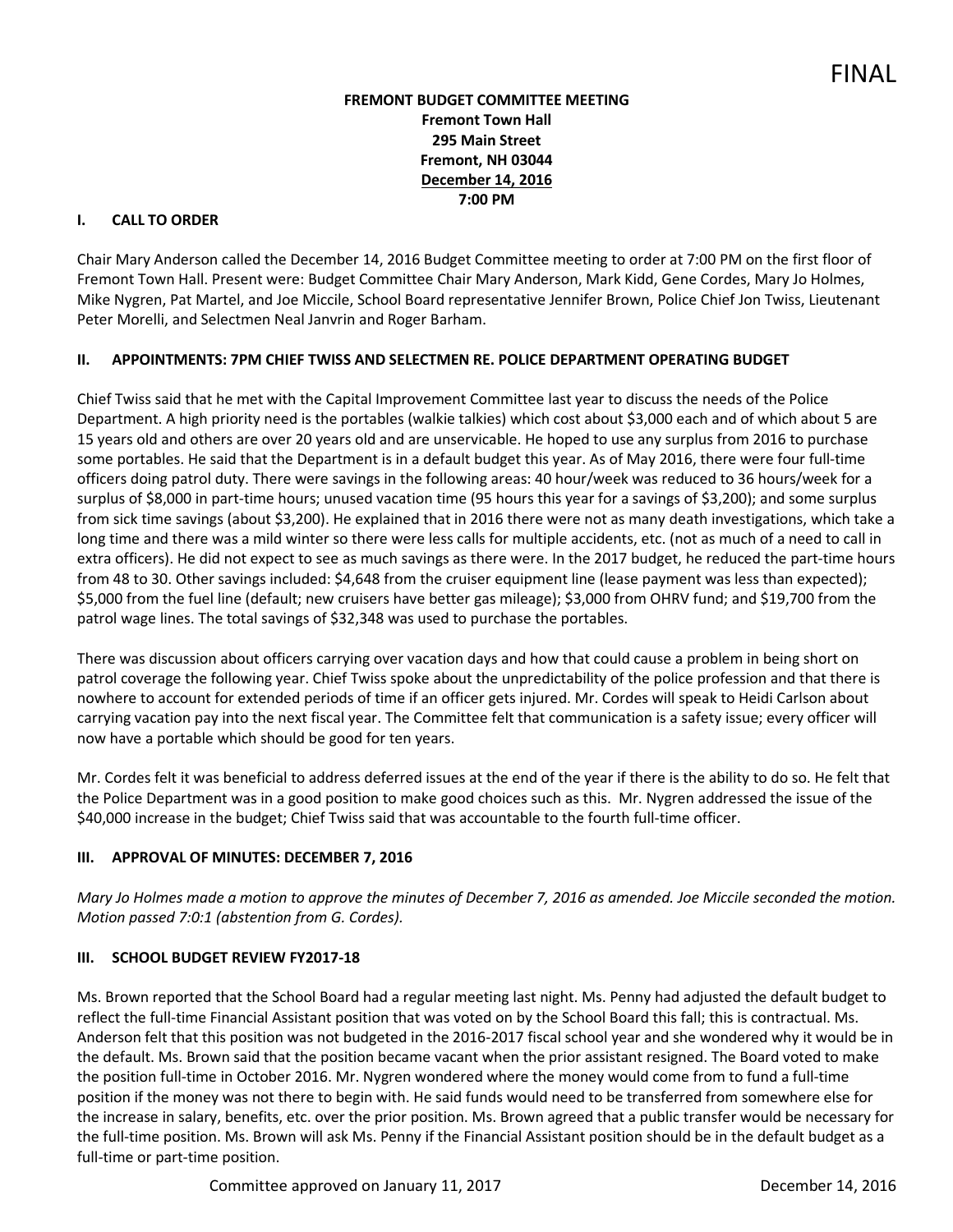FINAL

**FREMONT BUDGET COMMITTEE MEETING**
**Fremont Town Hall**
**295 Main Street**
**Fremont, NH 03044**
**December 14, 2016**
**7:00 PM**

## I. CALL TO ORDER

Chair Mary Anderson called the December 14, 2016 Budget Committee meeting to order at 7:00 PM on the first floor of Fremont Town Hall. Present were: Budget Committee Chair Mary Anderson, Mark Kidd, Gene Cordes, Mary Jo Holmes, Mike Nygren, Pat Martel, and Joe Miccile, School Board representative Jennifer Brown, Police Chief Jon Twiss, Lieutenant Peter Morelli, and Selectmen Neal Janvrin and Roger Barham.

## II. APPOINTMENTS: 7PM CHIEF TWISS AND SELECTMEN RE. POLICE DEPARTMENT OPERATING BUDGET

Chief Twiss said that he met with the Capital Improvement Committee last year to discuss the needs of the Police Department. A high priority need is the portables (walkie talkies) which cost about $3,000 each and of which about 5 are 15 years old and others are over 20 years old and are unservicable. He hoped to use any surplus from 2016 to purchase some portables. He said that the Department is in a default budget this year. As of May 2016, there were four full-time officers doing patrol duty. There were savings in the following areas: 40 hour/week was reduced to 36 hours/week for a surplus of $8,000 in part-time hours; unused vacation time (95 hours this year for a savings of $3,200); and some surplus from sick time savings (about $3,200). He explained that in 2016 there were not as many death investigations, which take a long time and there was a mild winter so there were less calls for multiple accidents, etc. (not as much of a need to call in extra officers). He did not expect to see as much savings as there were. In the 2017 budget, he reduced the part-time hours from 48 to 30. Other savings included: $4,648 from the cruiser equipment line (lease payment was less than expected); $5,000 from the fuel line (default; new cruisers have better gas mileage); $3,000 from OHRV fund; and $19,700 from the patrol wage lines. The total savings of $32,348 was used to purchase the portables.

There was discussion about officers carrying over vacation days and how that could cause a problem in being short on patrol coverage the following year. Chief Twiss spoke about the unpredictability of the police profession and that there is nowhere to account for extended periods of time if an officer gets injured. Mr. Cordes will speak to Heidi Carlson about carrying vacation pay into the next fiscal year. The Committee felt that communication is a safety issue; every officer will now have a portable which should be good for ten years.

Mr. Cordes felt it was beneficial to address deferred issues at the end of the year if there is the ability to do so. He felt that the Police Department was in a good position to make good choices such as this. Mr. Nygren addressed the issue of the $40,000 increase in the budget; Chief Twiss said that was accountable to the fourth full-time officer.

## III. APPROVAL OF MINUTES: DECEMBER 7, 2016

*Mary Jo Holmes made a motion to approve the minutes of December 7, 2016 as amended. Joe Miccile seconded the motion. Motion passed 7:0:1 (abstention from G. Cordes).*

## III. SCHOOL BUDGET REVIEW FY2017-18

Ms. Brown reported that the School Board had a regular meeting last night. Ms. Penny had adjusted the default budget to reflect the full-time Financial Assistant position that was voted on by the School Board this fall; this is contractual. Ms. Anderson felt that this position was not budgeted in the 2016-2017 fiscal school year and she wondered why it would be in the default. Ms. Brown said that the position became vacant when the prior assistant resigned. The Board voted to make the position full-time in October 2016. Mr. Nygren wondered where the money would come from to fund a full-time position if the money was not there to begin with. He said funds would need to be transferred from somewhere else for the increase in salary, benefits, etc. over the prior position. Ms. Brown agreed that a public transfer would be necessary for the full-time position. Ms. Brown will ask Ms. Penny if the Financial Assistant position should be in the default budget as a full-time or part-time position.

Committee approved on January 11, 2017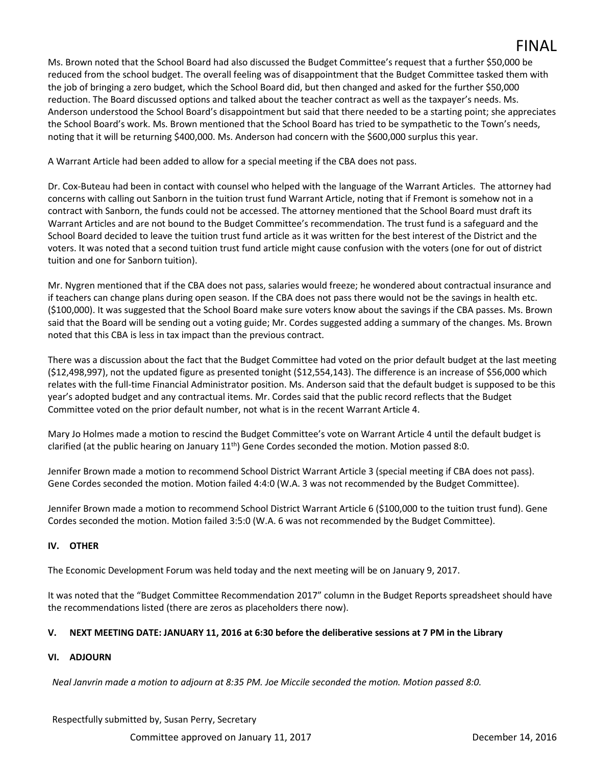Ms. Brown noted that the School Board had also discussed the Budget Committee's request that a further $50,000 be reduced from the school budget. The overall feeling was of disappointment that the Budget Committee tasked them with the job of bringing a zero budget, which the School Board did, but then changed and asked for the further $50,000 reduction. The Board discussed options and talked about the teacher contract as well as the taxpayer's needs. Ms. Anderson understood the School Board's disappointment but said that there needed to be a starting point; she appreciates the School Board's work. Ms. Brown mentioned that the School Board has tried to be sympathetic to the Town's needs, noting that it will be returning $400,000. Ms. Anderson had concern with the $600,000 surplus this year.

A Warrant Article had been added to allow for a special meeting if the CBA does not pass.

Dr. Cox-Buteau had been in contact with counsel who helped with the language of the Warrant Articles. The attorney had concerns with calling out Sanborn in the tuition trust fund Warrant Article, noting that if Fremont is somehow not in a contract with Sanborn, the funds could not be accessed. The attorney mentioned that the School Board must draft its Warrant Articles and are not bound to the Budget Committee's recommendation. The trust fund is a safeguard and the School Board decided to leave the tuition trust fund article as it was written for the best interest of the District and the voters. It was noted that a second tuition trust fund article might cause confusion with the voters (one for out of district tuition and one for Sanborn tuition).

Mr. Nygren mentioned that if the CBA does not pass, salaries would freeze; he wondered about contractual insurance and if teachers can change plans during open season. If the CBA does not pass there would not be the savings in health etc. ($100,000). It was suggested that the School Board make sure voters know about the savings if the CBA passes. Ms. Brown said that the Board will be sending out a voting guide; Mr. Cordes suggested adding a summary of the changes. Ms. Brown noted that this CBA is less in tax impact than the previous contract.

There was a discussion about the fact that the Budget Committee had voted on the prior default budget at the last meeting ($12,498,997), not the updated figure as presented tonight ($12,554,143). The difference is an increase of $56,000 which relates with the full-time Financial Administrator position. Ms. Anderson said that the default budget is supposed to be this year's adopted budget and any contractual items. Mr. Cordes said that the public record reflects that the Budget Committee voted on the prior default number, not what is in the recent Warrant Article 4.

Mary Jo Holmes made a motion to rescind the Budget Committee's vote on Warrant Article 4 until the default budget is clarified (at the public hearing on January 11th) Gene Cordes seconded the motion. Motion passed 8:0.

Jennifer Brown made a motion to recommend School District Warrant Article 3 (special meeting if CBA does not pass). Gene Cordes seconded the motion. Motion failed 4:4:0 (W.A. 3 was not recommended by the Budget Committee).

Jennifer Brown made a motion to recommend School District Warrant Article 6 ($100,000 to the tuition trust fund). Gene Cordes seconded the motion. Motion failed 3:5:0 (W.A. 6 was not recommended by the Budget Committee).

### IV. OTHER

The Economic Development Forum was held today and the next meeting will be on January 9, 2017.

It was noted that the "Budget Committee Recommendation 2017" column in the Budget Reports spreadsheet should have the recommendations listed (there are zeros as placeholders there now).

### V. NEXT MEETING DATE: JANUARY 11, 2016 at 6:30 before the deliberative sessions at 7 PM in the Library

### VI. ADJOURN

*Neal Janvrin made a motion to adjourn at 8:35 PM. Joe Miccile seconded the motion. Motion passed 8:0.*

Respectfully submitted by, Susan Perry, Secretary

Committee approved on January 11, 2017 December 14, 2016